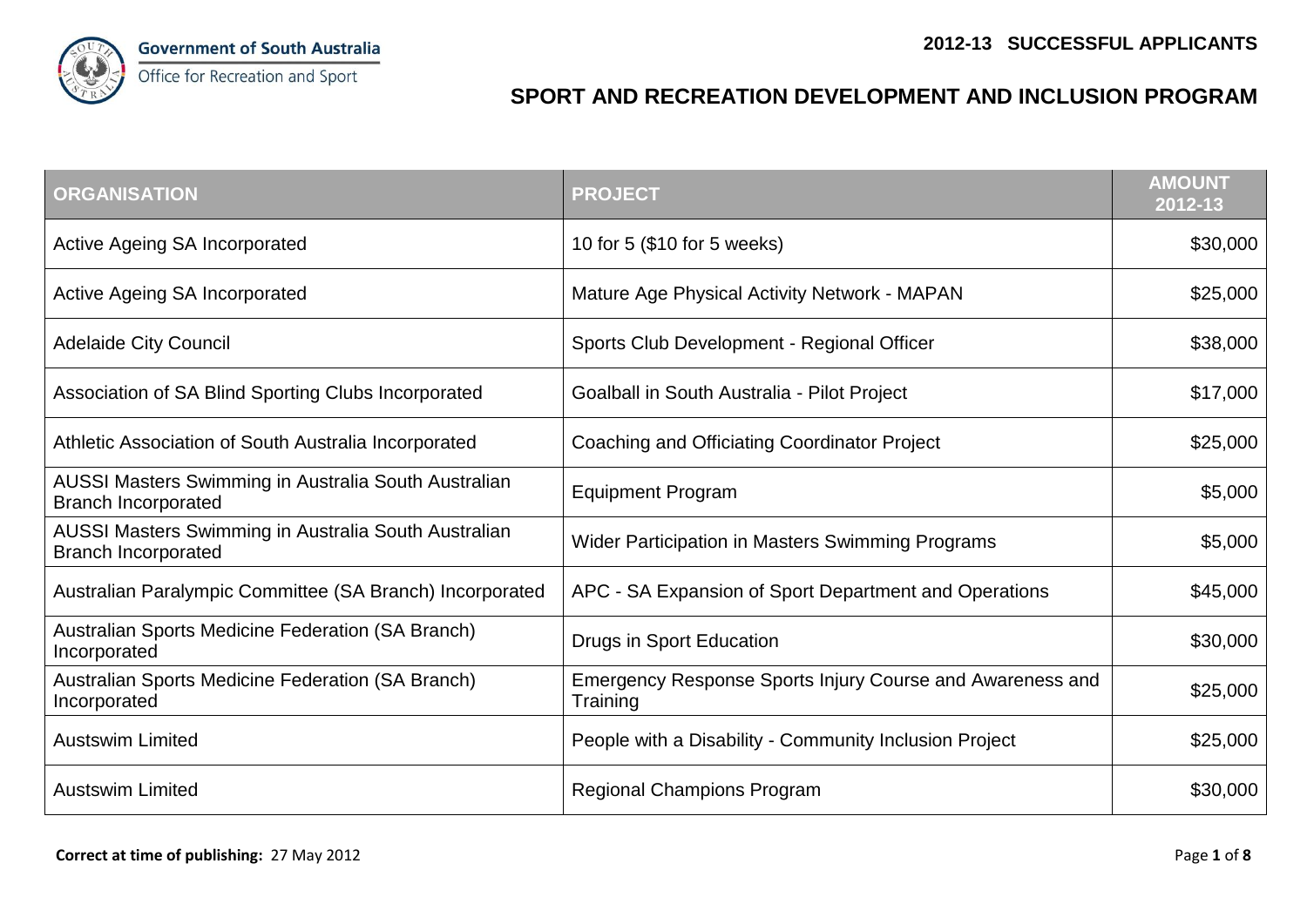Government of South Australia
Office for Recreation and Sport

# 2012-13 SUCCESSFUL APPLICANTS

## SPORT AND RECREATION DEVELOPMENT AND INCLUSION PROGRAM

| ORGANISATION | PROJECT | AMOUNT 2012-13 |
|---|---|---|
| Active Ageing SA Incorporated | 10 for 5 ($10 for 5 weeks) | $30,000 |
| Active Ageing SA Incorporated | Mature Age Physical Activity Network - MAPAN | $25,000 |
| Adelaide City Council | Sports Club Development - Regional Officer | $38,000 |
| Association of SA Blind Sporting Clubs Incorporated | Goalball in South Australia - Pilot Project | $17,000 |
| Athletic Association of South Australia Incorporated | Coaching and Officiating Coordinator Project | $25,000 |
| AUSSI Masters Swimming in Australia South Australian Branch Incorporated | Equipment Program | $5,000 |
| AUSSI Masters Swimming in Australia South Australian Branch Incorporated | Wider Participation in Masters Swimming Programs | $5,000 |
| Australian Paralympic Committee (SA Branch) Incorporated | APC - SA Expansion of Sport Department and Operations | $45,000 |
| Australian Sports Medicine Federation (SA Branch) Incorporated | Drugs in Sport Education | $30,000 |
| Australian Sports Medicine Federation (SA Branch) Incorporated | Emergency Response Sports Injury Course and Awareness and Training | $25,000 |
| Austswim Limited | People with a Disability - Community Inclusion Project | $25,000 |
| Austswim Limited | Regional Champions Program | $30,000 |

**Correct at time of publishing:** 27 May 2012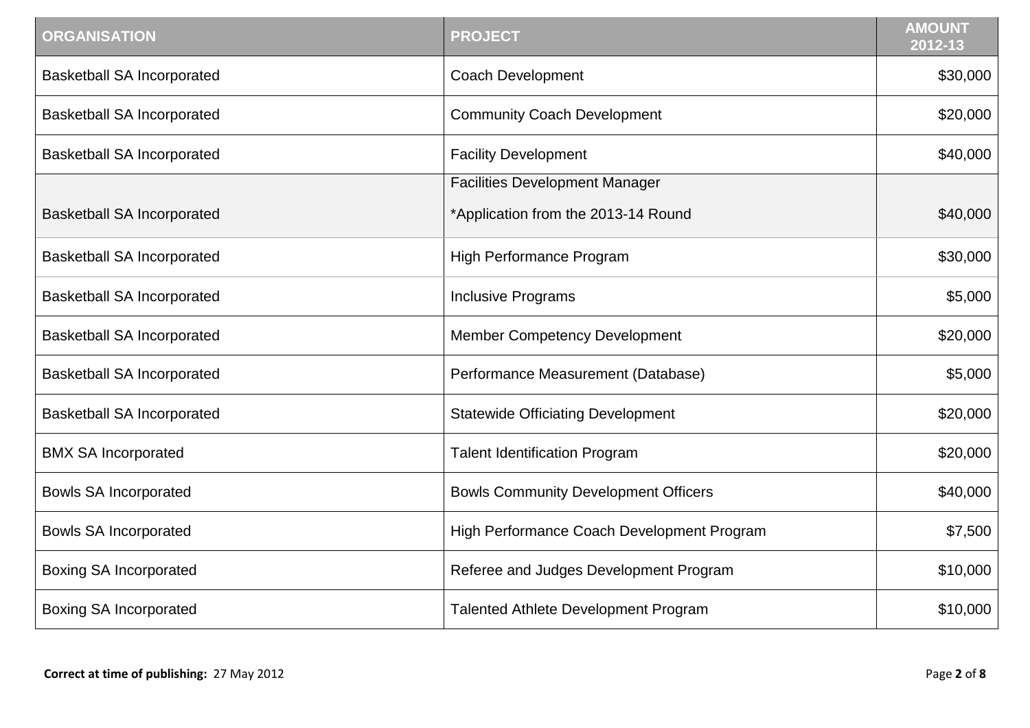| ORGANISATION | PROJECT | AMOUNT 2012-13 |
|---|---|---|
| Basketball SA Incorporated | Coach Development | $30,000 |
| Basketball SA Incorporated | Community Coach Development | $20,000 |
| Basketball SA Incorporated | Facility Development | $40,000 |
| Basketball SA Incorporated | Facilities Development Manager *Application from the 2013-14 Round | $40,000 |
| Basketball SA Incorporated | High Performance Program | $30,000 |
| Basketball SA Incorporated | Inclusive Programs | $5,000 |
| Basketball SA Incorporated | Member Competency Development | $20,000 |
| Basketball SA Incorporated | Performance Measurement (Database) | $5,000 |
| Basketball SA Incorporated | Statewide Officiating Development | $20,000 |
| BMX SA Incorporated | Talent Identification Program | $20,000 |
| Bowls SA Incorporated | Bowls Community Development Officers | $40,000 |
| Bowls SA Incorporated | High Performance Coach Development Program | $7,500 |
| Boxing SA Incorporated | Referee and Judges Development Program | $10,000 |
| Boxing SA Incorporated | Talented Athlete Development Program | $10,000 |

**Correct at time of publishing:** 27 May 2012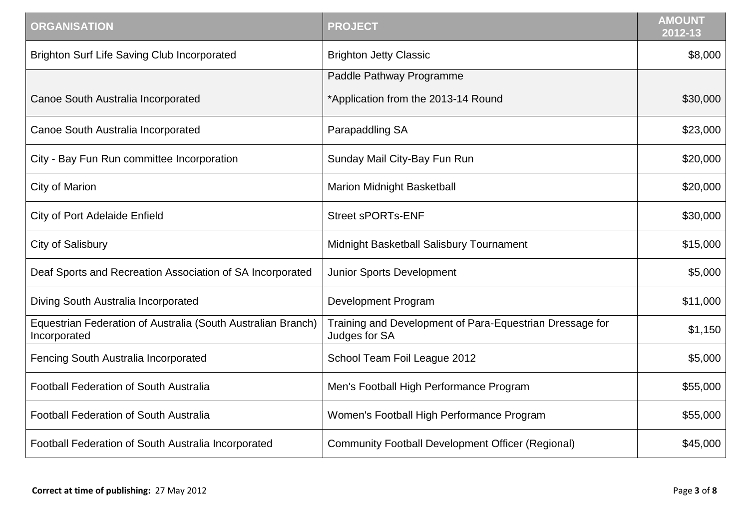| ORGANISATION | PROJECT | AMOUNT 2012-13 |
|---|---|---|
| Brighton Surf Life Saving Club Incorporated | Brighton Jetty Classic | $8,000 |
| Canoe South Australia Incorporated | Paddle Pathway Programme *Application from the 2013-14 Round | $30,000 |
| Canoe South Australia Incorporated | Parapaddling SA | $23,000 |
| City - Bay Fun Run committee Incorporation | Sunday Mail City-Bay Fun Run | $20,000 |
| City of Marion | Marion Midnight Basketball | $20,000 |
| City of Port Adelaide Enfield | Street sPORTs-ENF | $30,000 |
| City of Salisbury | Midnight Basketball Salisbury Tournament | $15,000 |
| Deaf Sports and Recreation Association of SA Incorporated | Junior Sports Development | $5,000 |
| Diving South Australia Incorporated | Development Program | $11,000 |
| Equestrian Federation of Australia (South Australian Branch) Incorporated | Training and Development of Para-Equestrian Dressage for Judges for SA | $1,150 |
| Fencing South Australia Incorporated | School Team Foil League 2012 | $5,000 |
| Football Federation of South Australia | Men's Football High Performance Program | $55,000 |
| Football Federation of South Australia | Women's Football High Performance Program | $55,000 |
| Football Federation of South Australia Incorporated | Community Football Development Officer (Regional) | $45,000 |

**Correct at time of publishing:** 27 May 2012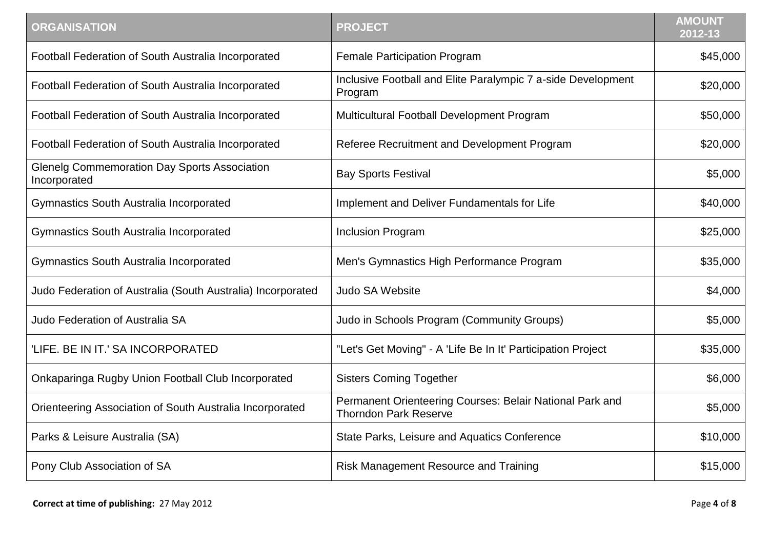| ORGANISATION | PROJECT | AMOUNT 2012-13 |
|---|---|---|
| Football Federation of South Australia Incorporated | Female Participation Program | $45,000 |
| Football Federation of South Australia Incorporated | Inclusive Football and Elite Paralympic 7 a-side Development Program | $20,000 |
| Football Federation of South Australia Incorporated | Multicultural Football Development Program | $50,000 |
| Football Federation of South Australia Incorporated | Referee Recruitment and Development Program | $20,000 |
| Glenelg Commemoration Day Sports Association Incorporated | Bay Sports Festival | $5,000 |
| Gymnastics South Australia Incorporated | Implement and Deliver Fundamentals for Life | $40,000 |
| Gymnastics South Australia Incorporated | Inclusion Program | $25,000 |
| Gymnastics South Australia Incorporated | Men's Gymnastics High Performance Program | $35,000 |
| Judo Federation of Australia (South Australia) Incorporated | Judo SA Website | $4,000 |
| Judo Federation of Australia SA | Judo in Schools Program (Community Groups) | $5,000 |
| 'LIFE. BE IN IT.' SA INCORPORATED | "Let's Get Moving" - A 'Life Be In It' Participation Project | $35,000 |
| Onkaparinga Rugby Union Football Club Incorporated | Sisters Coming Together | $6,000 |
| Orienteering Association of South Australia Incorporated | Permanent Orienteering Courses: Belair National Park and Thorndon Park Reserve | $5,000 |
| Parks & Leisure Australia (SA) | State Parks, Leisure and Aquatics Conference | $10,000 |
| Pony Club Association of SA | Risk Management Resource and Training | $15,000 |

**Correct at time of publishing:** 27 May 2012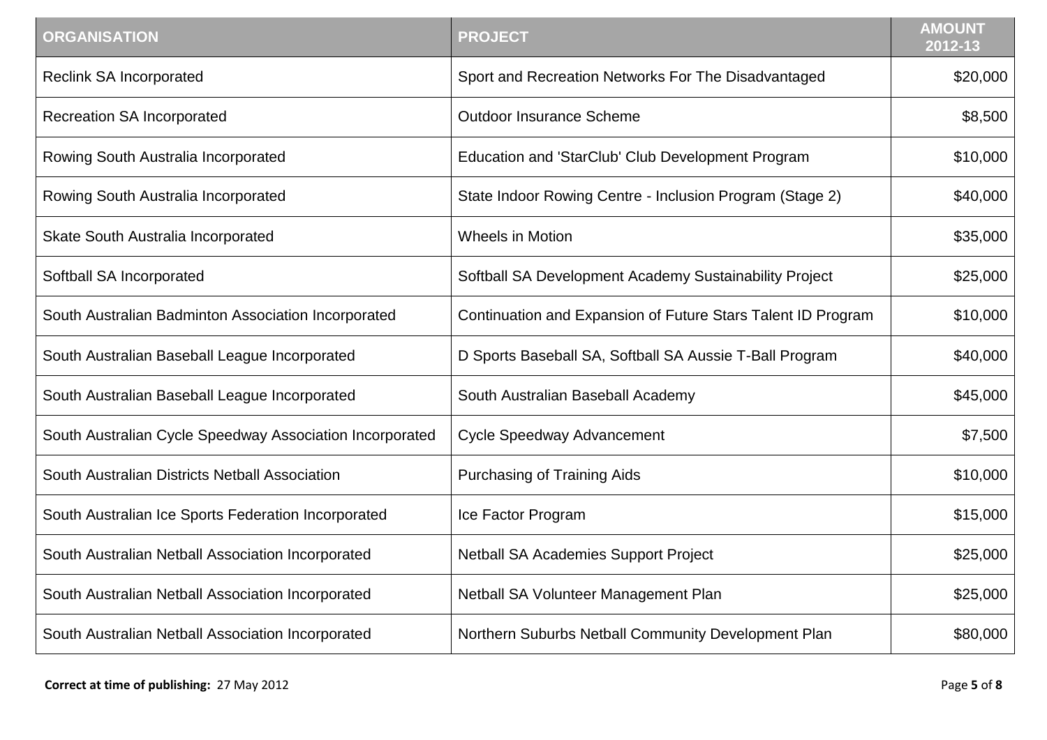| ORGANISATION | PROJECT | AMOUNT 2012-13 |
|---|---|---|
| Reclink SA Incorporated | Sport and Recreation Networks For The Disadvantaged | $20,000 |
| Recreation SA Incorporated | Outdoor Insurance Scheme | $8,500 |
| Rowing South Australia Incorporated | Education and 'StarClub' Club Development Program | $10,000 |
| Rowing South Australia Incorporated | State Indoor Rowing Centre - Inclusion Program (Stage 2) | $40,000 |
| Skate South Australia Incorporated | Wheels in Motion | $35,000 |
| Softball SA Incorporated | Softball SA Development Academy Sustainability Project | $25,000 |
| South Australian Badminton Association Incorporated | Continuation and Expansion of Future Stars Talent ID Program | $10,000 |
| South Australian Baseball League Incorporated | D Sports Baseball SA, Softball SA Aussie T-Ball Program | $40,000 |
| South Australian Baseball League Incorporated | South Australian Baseball Academy | $45,000 |
| South Australian Cycle Speedway Association Incorporated | Cycle Speedway Advancement | $7,500 |
| South Australian Districts Netball Association | Purchasing of Training Aids | $10,000 |
| South Australian Ice Sports Federation Incorporated | Ice Factor Program | $15,000 |
| South Australian Netball Association Incorporated | Netball SA Academies Support Project | $25,000 |
| South Australian Netball Association Incorporated | Netball SA Volunteer Management Plan | $25,000 |
| South Australian Netball Association Incorporated | Northern Suburbs Netball Community Development Plan | $80,000 |

**Correct at time of publishing:** 27 May 2012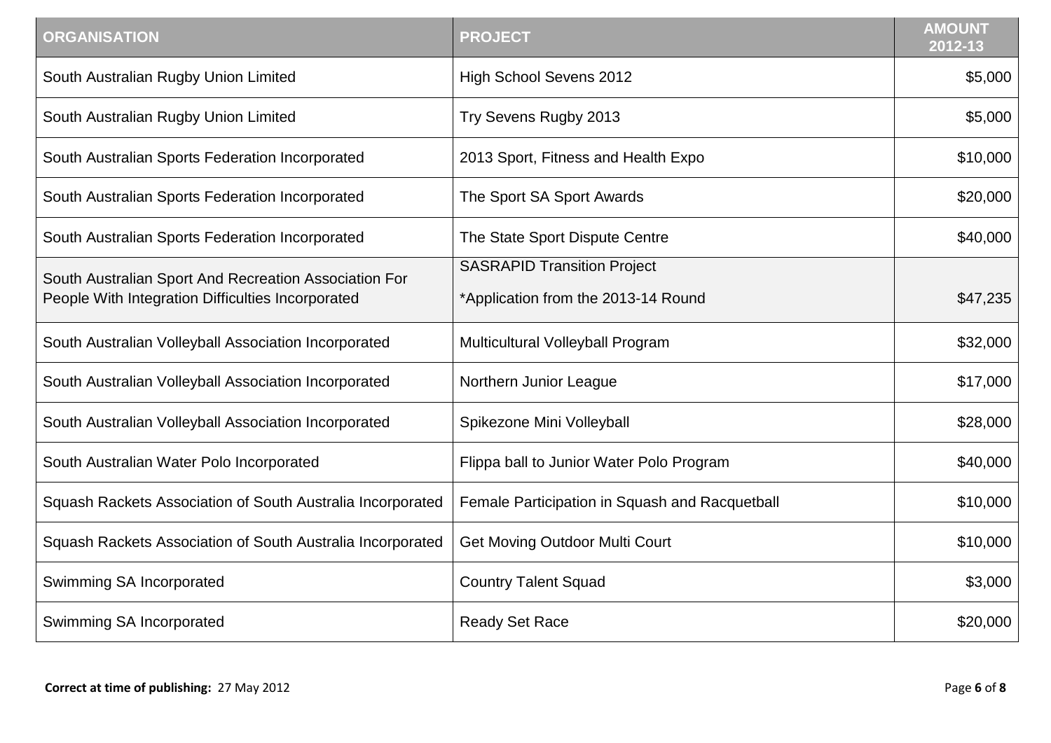| ORGANISATION | PROJECT | AMOUNT 2012-13 |
|---|---|---|
| South Australian Rugby Union Limited | High School Sevens 2012 | $5,000 |
| South Australian Rugby Union Limited | Try Sevens Rugby 2013 | $5,000 |
| South Australian Sports Federation Incorporated | 2013 Sport, Fitness and Health Expo | $10,000 |
| South Australian Sports Federation Incorporated | The Sport SA Sport Awards | $20,000 |
| South Australian Sports Federation Incorporated | The State Sport Dispute Centre | $40,000 |
| South Australian Sport And Recreation Association For People With Integration Difficulties Incorporated | SASRAPID Transition Project *Application from the 2013-14 Round | $47,235 |
| South Australian Volleyball Association Incorporated | Multicultural Volleyball Program | $32,000 |
| South Australian Volleyball Association Incorporated | Northern Junior League | $17,000 |
| South Australian Volleyball Association Incorporated | Spikezone Mini Volleyball | $28,000 |
| South Australian Water Polo Incorporated | Flippa ball to Junior Water Polo Program | $40,000 |
| Squash Rackets Association of South Australia Incorporated | Female Participation in Squash and Racquetball | $10,000 |
| Squash Rackets Association of South Australia Incorporated | Get Moving Outdoor Multi Court | $10,000 |
| Swimming SA Incorporated | Country Talent Squad | $3,000 |
| Swimming SA Incorporated | Ready Set Race | $20,000 |

**Correct at time of publishing:** 27 May 2012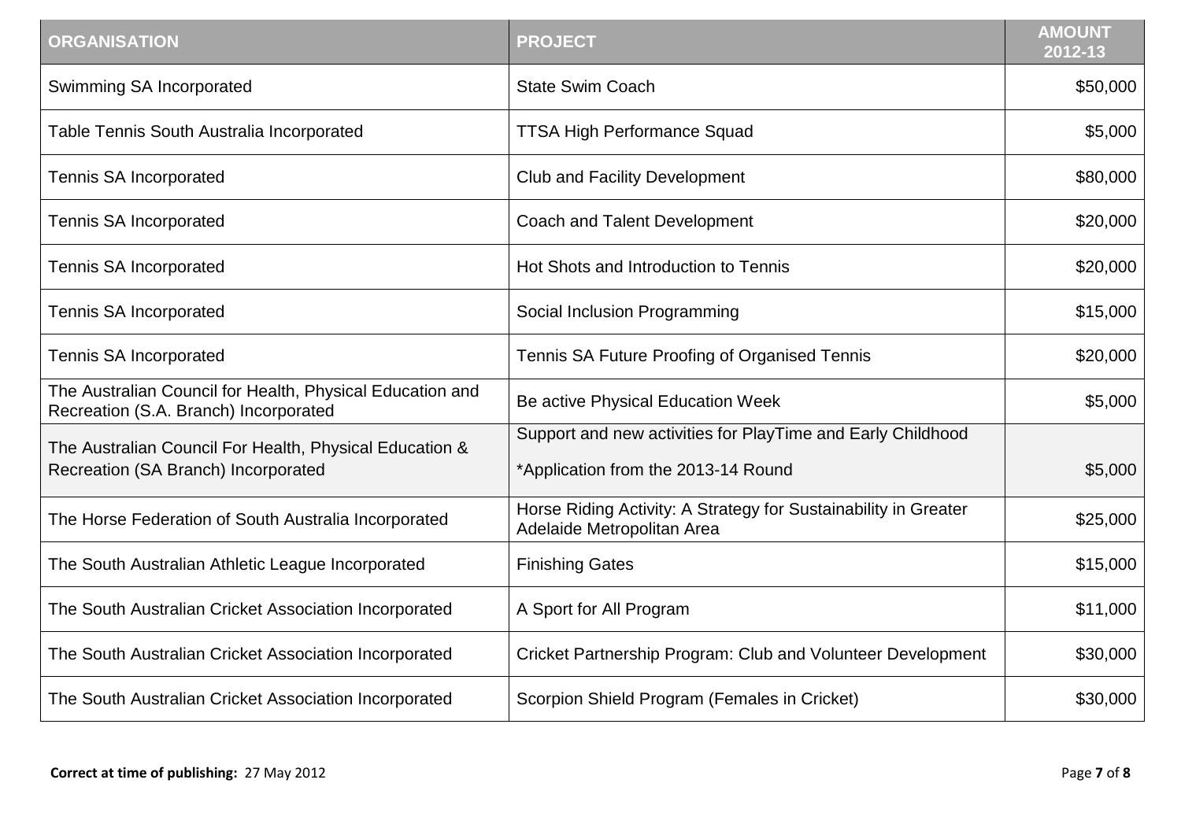| ORGANISATION | PROJECT | AMOUNT 2012-13 |
| --- | --- | --- |
| Swimming SA Incorporated | State Swim Coach | $50,000 |
| Table Tennis South Australia Incorporated | TTSA High Performance Squad | $5,000 |
| Tennis SA Incorporated | Club and Facility Development | $80,000 |
| Tennis SA Incorporated | Coach and Talent Development | $20,000 |
| Tennis SA Incorporated | Hot Shots and Introduction to Tennis | $20,000 |
| Tennis SA Incorporated | Social Inclusion Programming | $15,000 |
| Tennis SA Incorporated | Tennis SA Future Proofing of Organised Tennis | $20,000 |
| The Australian Council for Health, Physical Education and Recreation (S.A. Branch) Incorporated | Be active Physical Education Week | $5,000 |
| The Australian Council For Health, Physical Education & Recreation (SA Branch) Incorporated | Support and new activities for PlayTime and Early Childhood *Application from the 2013-14 Round | $5,000 |
| The Horse Federation of South Australia Incorporated | Horse Riding Activity: A Strategy for Sustainability in Greater Adelaide Metropolitan Area | $25,000 |
| The South Australian Athletic League Incorporated | Finishing Gates | $15,000 |
| The South Australian Cricket Association Incorporated | A Sport for All Program | $11,000 |
| The South Australian Cricket Association Incorporated | Cricket Partnership Program: Club and Volunteer Development | $30,000 |
| The South Australian Cricket Association Incorporated | Scorpion Shield Program (Females in Cricket) | $30,000 |

**Correct at time of publishing:** 27 May 2012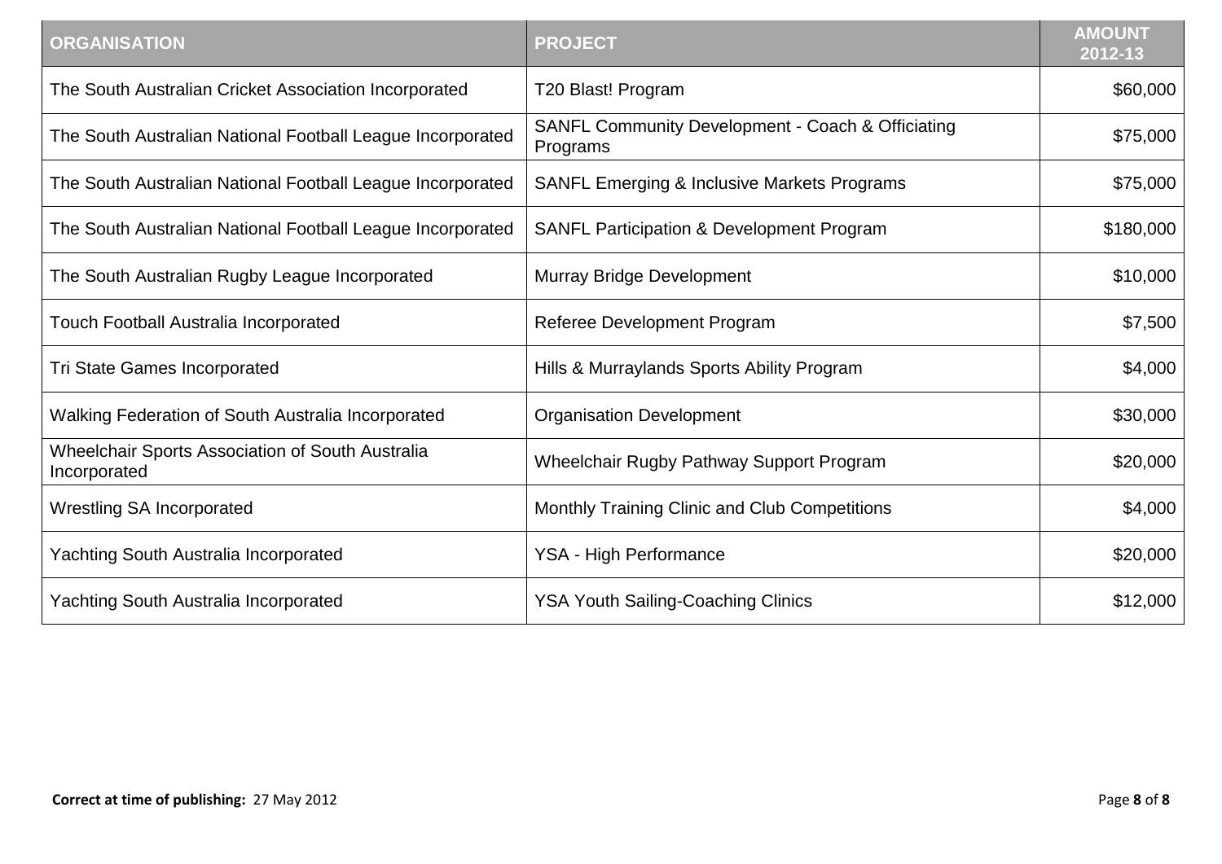| ORGANISATION | PROJECT | AMOUNT 2012-13 |
| --- | --- | --- |
| The South Australian Cricket Association Incorporated | T20 Blast! Program | $60,000 |
| The South Australian National Football League Incorporated | SANFL Community Development - Coach & Officiating Programs | $75,000 |
| The South Australian National Football League Incorporated | SANFL Emerging & Inclusive Markets Programs | $75,000 |
| The South Australian National Football League Incorporated | SANFL Participation & Development Program | $180,000 |
| The South Australian Rugby League Incorporated | Murray Bridge Development | $10,000 |
| Touch Football Australia Incorporated | Referee Development Program | $7,500 |
| Tri State Games Incorporated | Hills & Murraylands Sports Ability Program | $4,000 |
| Walking Federation of South Australia Incorporated | Organisation Development | $30,000 |
| Wheelchair Sports Association of South Australia Incorporated | Wheelchair Rugby Pathway Support Program | $20,000 |
| Wrestling SA Incorporated | Monthly Training Clinic and Club Competitions | $4,000 |
| Yachting South Australia Incorporated | YSA - High Performance | $20,000 |
| Yachting South Australia Incorporated | YSA Youth Sailing-Coaching Clinics | $12,000 |

**Correct at time of publishing:** 27 May 2012